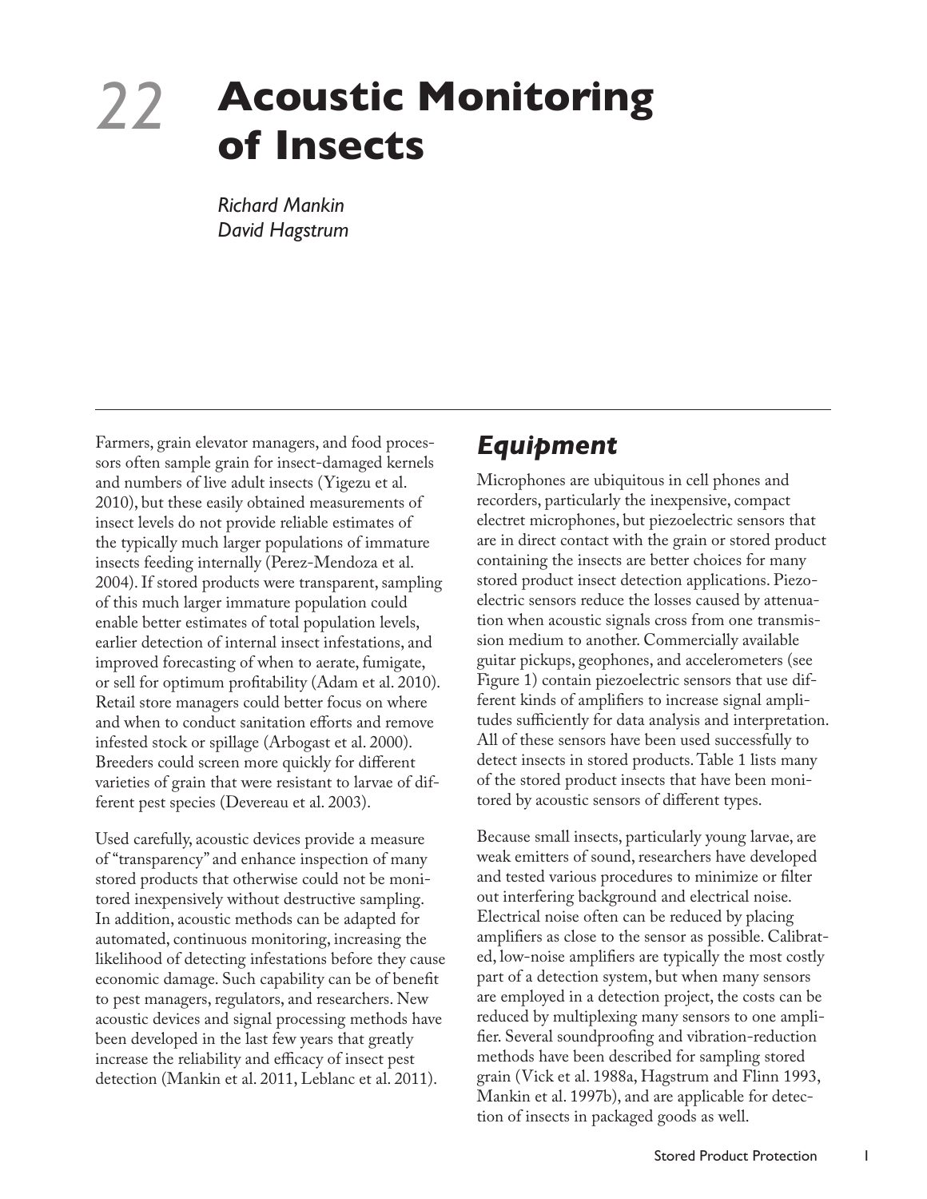# 22 Acoustic Monitoring of Insects

*Richard Mankin*
*David Hagstrum*

Farmers, grain elevator managers, and food processors often sample grain for insect-damaged kernels and numbers of live adult insects (Yigezu et al. 2010), but these easily obtained measurements of insect levels do not provide reliable estimates of the typically much larger populations of immature insects feeding internally (Perez-Mendoza et al. 2004). If stored products were transparent, sampling of this much larger immature population could enable better estimates of total population levels, earlier detection of internal insect infestations, and improved forecasting of when to aerate, fumigate, or sell for optimum profitability (Adam et al. 2010). Retail store managers could better focus on where and when to conduct sanitation efforts and remove infested stock or spillage (Arbogast et al. 2000). Breeders could screen more quickly for different varieties of grain that were resistant to larvae of different pest species (Devereau et al. 2003).

Used carefully, acoustic devices provide a measure of "transparency" and enhance inspection of many stored products that otherwise could not be monitored inexpensively without destructive sampling. In addition, acoustic methods can be adapted for automated, continuous monitoring, increasing the likelihood of detecting infestations before they cause economic damage. Such capability can be of benefit to pest managers, regulators, and researchers. New acoustic devices and signal processing methods have been developed in the last few years that greatly increase the reliability and efficacy of insect pest detection (Mankin et al. 2011, Leblanc et al. 2011).

## *Equipment*

Microphones are ubiquitous in cell phones and recorders, particularly the inexpensive, compact electret microphones, but piezoelectric sensors that are in direct contact with the grain or stored product containing the insects are better choices for many stored product insect detection applications. Piezoelectric sensors reduce the losses caused by attenuation when acoustic signals cross from one transmission medium to another. Commercially available guitar pickups, geophones, and accelerometers (see Figure 1) contain piezoelectric sensors that use different kinds of amplifiers to increase signal amplitudes sufficiently for data analysis and interpretation. All of these sensors have been used successfully to detect insects in stored products. Table 1 lists many of the stored product insects that have been monitored by acoustic sensors of different types.

Because small insects, particularly young larvae, are weak emitters of sound, researchers have developed and tested various procedures to minimize or filter out interfering background and electrical noise. Electrical noise often can be reduced by placing amplifiers as close to the sensor as possible. Calibrated, low-noise amplifiers are typically the most costly part of a detection system, but when many sensors are employed in a detection project, the costs can be reduced by multiplexing many sensors to one amplifier. Several soundproofing and vibration-reduction methods have been described for sampling stored grain (Vick et al. 1988a, Hagstrum and Flinn 1993, Mankin et al. 1997b), and are applicable for detection of insects in packaged goods as well.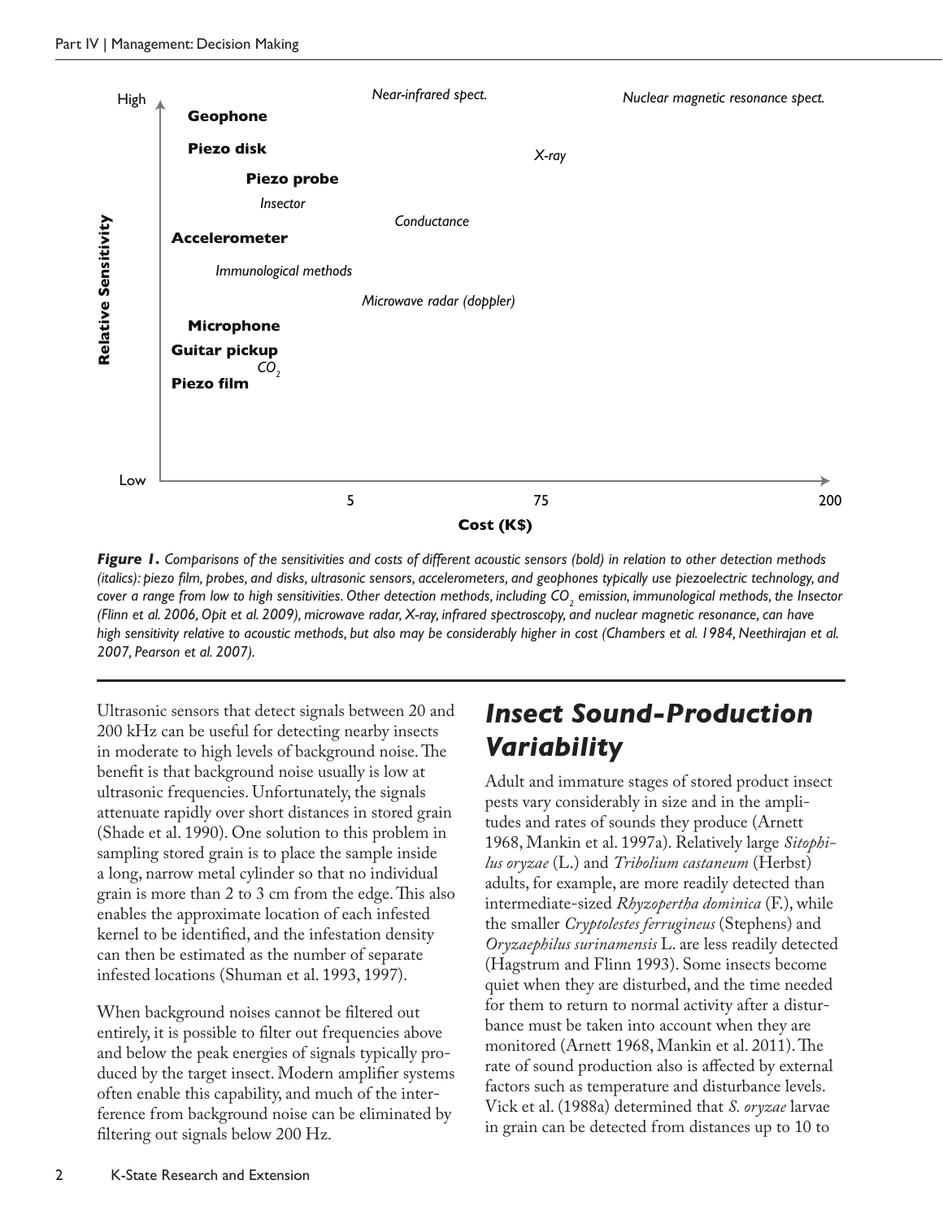**Figure 1.** *Comparisons of the sensitivities and costs of different acoustic sensors (bold) in relation to other detection methods (italics): piezo film, probes, and disks, ultrasonic sensors, accelerometers, and geophones typically use piezoelectric technology, and cover a range from low to high sensitivities. Other detection methods, including $CO_2$ emission, immunological methods, the Insector (Flinn et al. 2006, Opit et al. 2009), microwave radar, X-ray, infrared spectroscopy, and nuclear magnetic resonance, can have high sensitivity relative to acoustic methods, but also may be considerably higher in cost (Chambers et al. 1984, Neethirajan et al. 2007, Pearson et al. 2007).*

Ultrasonic sensors that detect signals between 20 and 200 kHz can be useful for detecting nearby insects in moderate to high levels of background noise. The benefit is that background noise usually is low at ultrasonic frequencies. Unfortunately, the signals attenuate rapidly over short distances in stored grain (Shade et al. 1990). One solution to this problem in sampling stored grain is to place the sample inside a long, narrow metal cylinder so that no individual grain is more than 2 to 3 cm from the edge. This also enables the approximate location of each infested kernel to be identified, and the infestation density can then be estimated as the number of separate infested locations (Shuman et al. 1993, 1997).

When background noises cannot be filtered out entirely, it is possible to filter out frequencies above and below the peak energies of signals typically produced by the target insect. Modern amplifier systems often enable this capability, and much of the interference from background noise can be eliminated by filtering out signals below 200 Hz.

## Insect Sound-Production Variability

Adult and immature stages of stored product insect pests vary considerably in size and in the amplitudes and rates of sounds they produce (Arnett 1968, Mankin et al. 1997a). Relatively large *Sitophilus oryzae* (L.) and *Tribolium castaneum* (Herbst) adults, for example, are more readily detected than intermediate-sized *Rhyzopertha dominica* (F.), while the smaller *Cryptolestes ferrugineus* (Stephens) and *Oryzaephilus surinamensis* L. are less readily detected (Hagstrum and Flinn 1993). Some insects become quiet when they are disturbed, and the time needed for them to return to normal activity after a disturbance must be taken into account when they are monitored (Arnett 1968, Mankin et al. 2011). The rate of sound production also is affected by external factors such as temperature and disturbance levels. Vick et al. (1988a) determined that *S. oryzae* larvae in grain can be detected from distances up to 10 to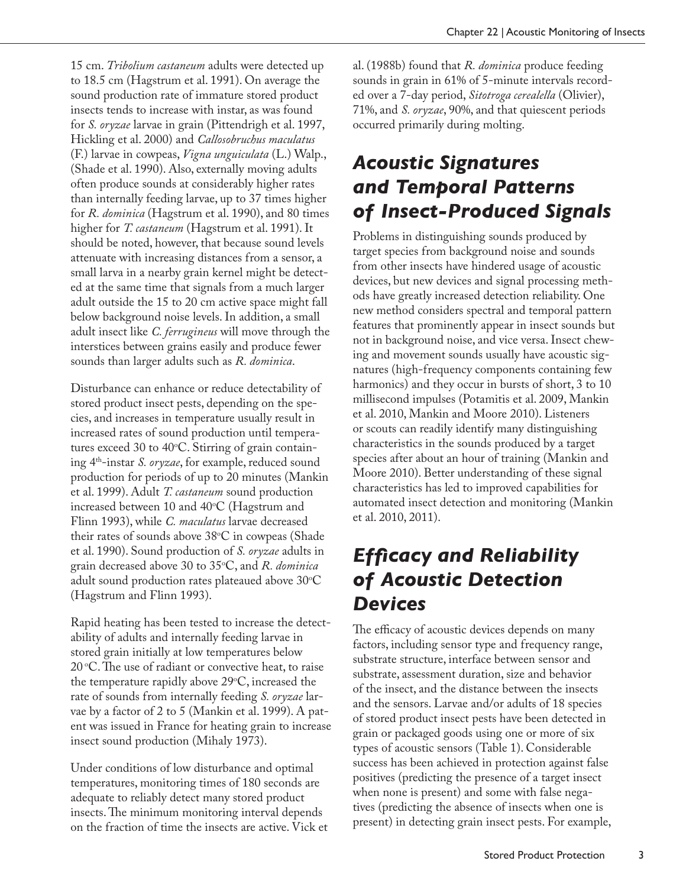15 cm. *Tribolium castaneum* adults were detected up to 18.5 cm (Hagstrum et al. 1991). On average the sound production rate of immature stored product insects tends to increase with instar, as was found for *S. oryzae* larvae in grain (Pittendrigh et al. 1997, Hickling et al. 2000) and *Callosobruchus maculatus* (F.) larvae in cowpeas, *Vigna unguiculata* (L.) Walp., (Shade et al. 1990). Also, externally moving adults often produce sounds at considerably higher rates than internally feeding larvae, up to 37 times higher for *R. dominica* (Hagstrum et al. 1990), and 80 times higher for *T. castaneum* (Hagstrum et al. 1991). It should be noted, however, that because sound levels attenuate with increasing distances from a sensor, a small larva in a nearby grain kernel might be detected at the same time that signals from a much larger adult outside the 15 to 20 cm active space might fall below background noise levels. In addition, a small adult insect like *C. ferrugineus* will move through the interstices between grains easily and produce fewer sounds than larger adults such as *R. dominica*.

Disturbance can enhance or reduce detectability of stored product insect pests, depending on the species, and increases in temperature usually result in increased rates of sound production until temperatures exceed 30 to 40°C. Stirring of grain containing 4th-instar *S. oryzae*, for example, reduced sound production for periods of up to 20 minutes (Mankin et al. 1999). Adult *T. castaneum* sound production increased between 10 and 40°C (Hagstrum and Flinn 1993), while *C. maculatus* larvae decreased their rates of sounds above 38°C in cowpeas (Shade et al. 1990). Sound production of *S. oryzae* adults in grain decreased above 30 to 35°C, and *R. dominica* adult sound production rates plateaued above 30°C (Hagstrum and Flinn 1993).

Rapid heating has been tested to increase the detectability of adults and internally feeding larvae in stored grain initially at low temperatures below 20 °C. The use of radiant or convective heat, to raise the temperature rapidly above 29°C, increased the rate of sounds from internally feeding *S. oryzae* larvae by a factor of 2 to 5 (Mankin et al. 1999). A patent was issued in France for heating grain to increase insect sound production (Mihaly 1973).

Under conditions of low disturbance and optimal temperatures, monitoring times of 180 seconds are adequate to reliably detect many stored product insects. The minimum monitoring interval depends on the fraction of time the insects are active. Vick et al. (1988b) found that *R. dominica* produce feeding sounds in grain in 61% of 5-minute intervals recorded over a 7-day period, *Sitotroga cerealella* (Olivier), 71%, and *S. oryzae*, 90%, and that quiescent periods occurred primarily during molting.

## Acoustic Signatures and Temporal Patterns of Insect-Produced Signals

Problems in distinguishing sounds produced by target species from background noise and sounds from other insects have hindered usage of acoustic devices, but new devices and signal processing methods have greatly increased detection reliability. One new method considers spectral and temporal pattern features that prominently appear in insect sounds but not in background noise, and vice versa. Insect chewing and movement sounds usually have acoustic signatures (high-frequency components containing few harmonics) and they occur in bursts of short, 3 to 10 millisecond impulses (Potamitis et al. 2009, Mankin et al. 2010, Mankin and Moore 2010). Listeners or scouts can readily identify many distinguishing characteristics in the sounds produced by a target species after about an hour of training (Mankin and Moore 2010). Better understanding of these signal characteristics has led to improved capabilities for automated insect detection and monitoring (Mankin et al. 2010, 2011).

## Efficacy and Reliability of Acoustic Detection Devices

The efficacy of acoustic devices depends on many factors, including sensor type and frequency range, substrate structure, interface between sensor and substrate, assessment duration, size and behavior of the insect, and the distance between the insects and the sensors. Larvae and/or adults of 18 species of stored product insect pests have been detected in grain or packaged goods using one or more of six types of acoustic sensors (Table 1). Considerable success has been achieved in protection against false positives (predicting the presence of a target insect when none is present) and some with false negatives (predicting the absence of insects when one is present) in detecting grain insect pests. For example,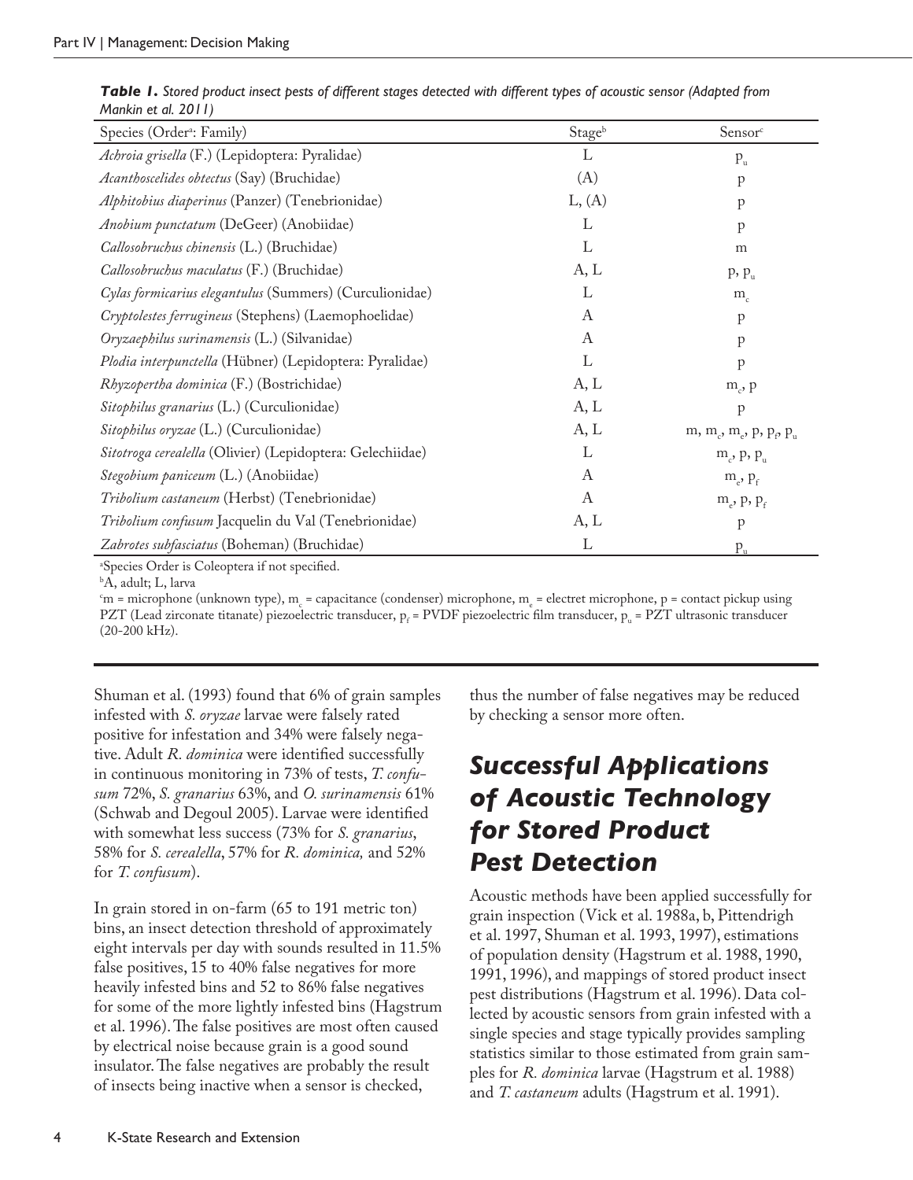*Table 1. Stored product insect pests of different stages detected with different types of acoustic sensor (Adapted from Mankin et al. 2011)*

| Species (Order[a]: Family) | Stage[b] | Sensor[c] |
|---|---|---|
| *Achroia grisella* (F.) (Lepidoptera: Pyralidae) | L | $p_u$ |
| *Acanthoscelides obtectus* (Say) (Bruchidae) | (A) | p |
| *Alphitobius diaperinus* (Panzer) (Tenebrionidae) | L, (A) | p |
| *Anobium punctatum* (DeGeer) (Anobiidae) | L | p |
| *Callosobruchus chinensis* (L.) (Bruchidae) | L | m |
| *Callosobruchus maculatus* (F.) (Bruchidae) | A, L | p, $p_u$ |
| *Cylas formicarius elegantulus* (Summers) (Curculionidae) | L | $m_c$ |
| *Cryptolestes ferrugineus* (Stephens) (Laemophoeloidae) | A | p |
| *Oryzaephilus surinamensis* (L.) (Silvanidae) | A | p |
| *Plodia interpunctella* (Hübner) (Lepidoptera: Pyralidae) | L | p |
| *Rhyzopertha dominica* (F.) (Bostrichidae) | A, L | $m_c$, p |
| *Sitophilus granarius* (L.) (Curculionidae) | A, L | p |
| *Sitophilus oryzae* (L.) (Curculionidae) | A, L | m, $m_c$, $m_e$, p, $p_f$, $p_u$ |
| *Sitotroga cerealella* (Olivier) (Lepidoptera: Gelechiidae) | L | $m_c$, p, $p_u$ |
| *Stegobium paniceum* (L.) (Anobiidae) | A | $m_e$, $p_f$ |
| *Tribolium castaneum* (Herbst) (Tenebrionidae) | A | $m_e$, p, $p_f$ |
| *Tribolium confusum* Jacquelin du Val (Tenebrionidae) | A, L | p |
| *Zabrotes subfasciatus* (Boheman) (Bruchidae) | L | $p_u$ |

[a]Species Order is Coleoptera if not specified.

[b]A, adult; L, larva

[c]m = microphone (unknown type), $m_c$ = capacitance (condenser) microphone, $m_e$ = electret microphone, p = contact pickup using PZT (Lead zirconate titanate) piezoelectric transducer, $p_f$ = PVDF piezoelectric film transducer, $p_u$ = PZT ultrasonic transducer (20-200 kHz).

Shuman et al. (1993) found that 6% of grain samples infested with *S. oryzae* larvae were falsely rated positive for infestation and 34% were falsely negative. Adult *R. dominica* were identified successfully in continuous monitoring in 73% of tests, *T. confusum* 72%, *S. granarius* 63%, and *O. surinamensis* 61% (Schwab and Degoul 2005). Larvae were identified with somewhat less success (73% for *S. granarius*, 58% for *S. cerealella*, 57% for *R. dominica,* and 52% for *T. confusum*).

In grain stored in on-farm (65 to 191 metric ton) bins, an insect detection threshold of approximately eight intervals per day with sounds resulted in 11.5% false positives, 15 to 40% false negatives for more heavily infested bins and 52 to 86% false negatives for some of the more lightly infested bins (Hagstrum et al. 1996). The false positives are most often caused by electrical noise because grain is a good sound insulator. The false negatives are probably the result of insects being inactive when a sensor is checked, thus the number of false negatives may be reduced by checking a sensor more often.

## Successful Applications of Acoustic Technology for Stored Product Pest Detection

Acoustic methods have been applied successfully for grain inspection (Vick et al. 1988a, b, Pittendrigh et al. 1997, Shuman et al. 1993, 1997), estimations of population density (Hagstrum et al. 1988, 1990, 1991, 1996), and mappings of stored product insect pest distributions (Hagstrum et al. 1996). Data collected by acoustic sensors from grain infested with a single species and stage typically provides sampling statistics similar to those estimated from grain samples for *R. dominica* larvae (Hagstrum et al. 1988) and *T. castaneum* adults (Hagstrum et al. 1991).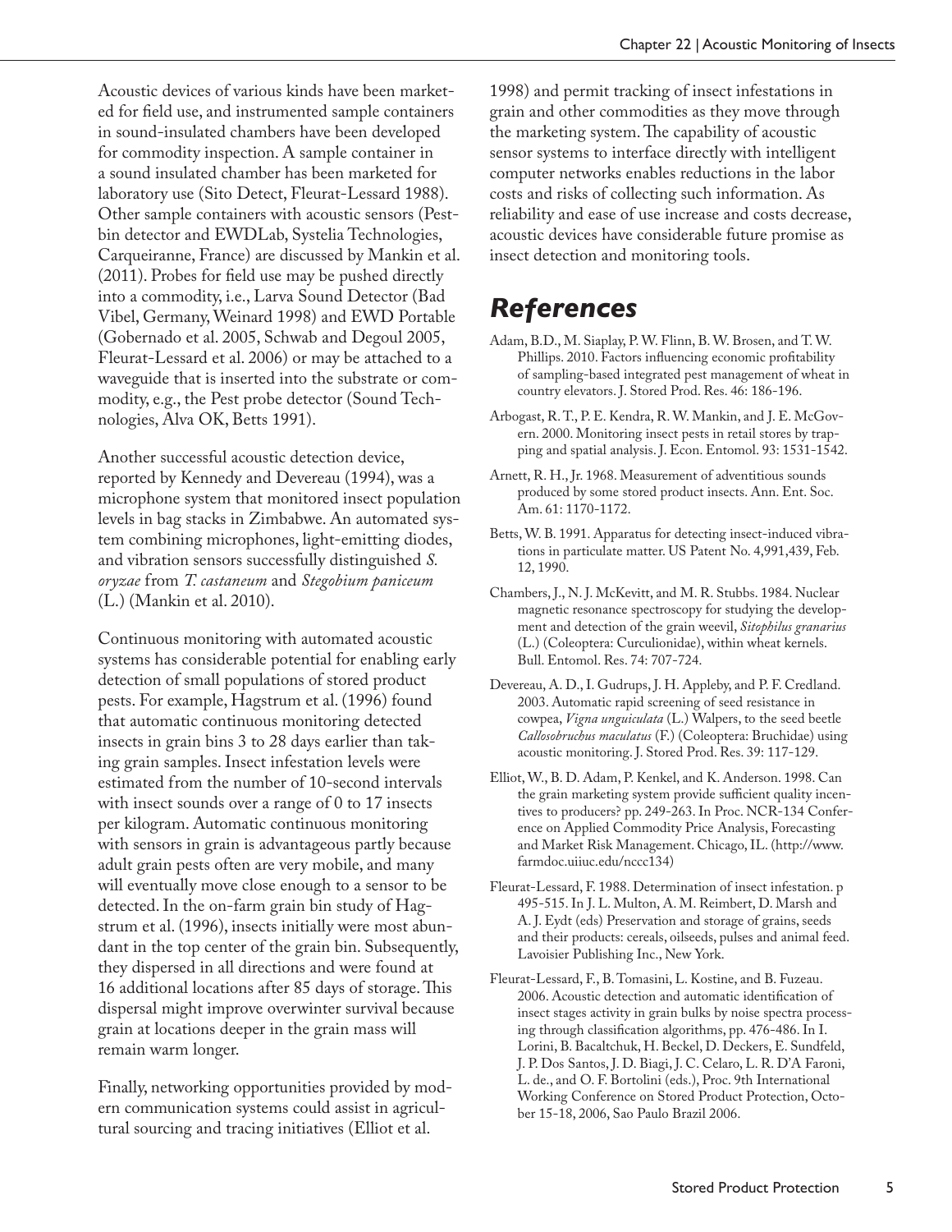Acoustic devices of various kinds have been marketed for field use, and instrumented sample containers in sound-insulated chambers have been developed for commodity inspection. A sample container in a sound insulated chamber has been marketed for laboratory use (Sito Detect, Fleurat-Lessard 1988). Other sample containers with acoustic sensors (Pestbin detector and EWDLab, Systelia Technologies, Carqueiranne, France) are discussed by Mankin et al. (2011). Probes for field use may be pushed directly into a commodity, i.e., Larva Sound Detector (Bad Vibel, Germany, Weinard 1998) and EWD Portable (Gobernado et al. 2005, Schwab and Degoul 2005, Fleurat-Lessard et al. 2006) or may be attached to a waveguide that is inserted into the substrate or commodity, e.g., the Pest probe detector (Sound Technologies, Alva OK, Betts 1991).

Another successful acoustic detection device, reported by Kennedy and Devereau (1994), was a microphone system that monitored insect population levels in bag stacks in Zimbabwe. An automated system combining microphones, light-emitting diodes, and vibration sensors successfully distinguished *S. oryzae* from *T. castaneum* and *Stegobium paniceum* (L.) (Mankin et al. 2010).

Continuous monitoring with automated acoustic systems has considerable potential for enabling early detection of small populations of stored product pests. For example, Hagstrum et al. (1996) found that automatic continuous monitoring detected insects in grain bins 3 to 28 days earlier than taking grain samples. Insect infestation levels were estimated from the number of 10-second intervals with insect sounds over a range of 0 to 17 insects per kilogram. Automatic continuous monitoring with sensors in grain is advantageous partly because adult grain pests often are very mobile, and many will eventually move close enough to a sensor to be detected. In the on-farm grain bin study of Hagstrum et al. (1996), insects initially were most abundant in the top center of the grain bin. Subsequently, they dispersed in all directions and were found at 16 additional locations after 85 days of storage. This dispersal might improve overwinter survival because grain at locations deeper in the grain mass will remain warm longer.

Finally, networking opportunities provided by modern communication systems could assist in agricultural sourcing and tracing initiatives (Elliot et al. 1998) and permit tracking of insect infestations in grain and other commodities as they move through the marketing system. The capability of acoustic sensor systems to interface directly with intelligent computer networks enables reductions in the labor costs and risks of collecting such information. As reliability and ease of use increase and costs decrease, acoustic devices have considerable future promise as insect detection and monitoring tools.

## References

Adam, B.D., M. Siaplay, P. W. Flinn, B. W. Brosen, and T. W. Phillips. 2010. Factors influencing economic profitability of sampling-based integrated pest management of wheat in country elevators. J. Stored Prod. Res. 46: 186-196.

Arbogast, R. T., P. E. Kendra, R. W. Mankin, and J. E. McGovern. 2000. Monitoring insect pests in retail stores by trapping and spatial analysis. J. Econ. Entomol. 93: 1531-1542.

Arnett, R. H., Jr. 1968. Measurement of adventitious sounds produced by some stored product insects. Ann. Ent. Soc. Am. 61: 1170-1172.

Betts, W. B. 1991. Apparatus for detecting insect-induced vibrations in particulate matter. US Patent No. 4,991,439, Feb. 12, 1990.

Chambers, J., N. J. McKevitt, and M. R. Stubbs. 1984. Nuclear magnetic resonance spectroscopy for studying the development and detection of the grain weevil, *Sitophilus granarius* (L.) (Coleoptera: Curculionidae), within wheat kernels. Bull. Entomol. Res. 74: 707-724.

Devereau, A. D., I. Gudrups, J. H. Appleby, and P. F. Credland. 2003. Automatic rapid screening of seed resistance in cowpea, *Vigna unguiculata* (L.) Walpers, to the seed beetle *Callosobruchus maculatus* (F.) (Coleoptera: Bruchidae) using acoustic monitoring. J. Stored Prod. Res. 39: 117-129.

Elliot, W., B. D. Adam, P. Kenkel, and K. Anderson. 1998. Can the grain marketing system provide sufficient quality incentives to producers? pp. 249-263. In Proc. NCR-134 Conference on Applied Commodity Price Analysis, Forecasting and Market Risk Management. Chicago, IL. (http://www.farmdoc.uiiuc.edu/nccc134)

Fleurat-Lessard, F. 1988. Determination of insect infestation. p 495-515. In J. L. Multon, A. M. Reimbert, D. Marsh and A. J. Eydt (eds) Preservation and storage of grains, seeds and their products: cereals, oilseeds, pulses and animal feed. Lavoisier Publishing Inc., New York.

Fleurat-Lessard, F., B. Tomasini, L. Kostine, and B. Fuzeau. 2006. Acoustic detection and automatic identification of insect stages activity in grain bulks by noise spectra processing through classification algorithms, pp. 476-486. In I. Lorini, B. Bacaltchuk, H. Beckel, D. Deckers, E. Sundfeld, J. P. Dos Santos, J. D. Biagi, J. C. Celaro, L. R. D'A Faroni, L. de., and O. F. Bortolini (eds.), Proc. 9th International Working Conference on Stored Product Protection, October 15-18, 2006, Sao Paulo Brazil 2006.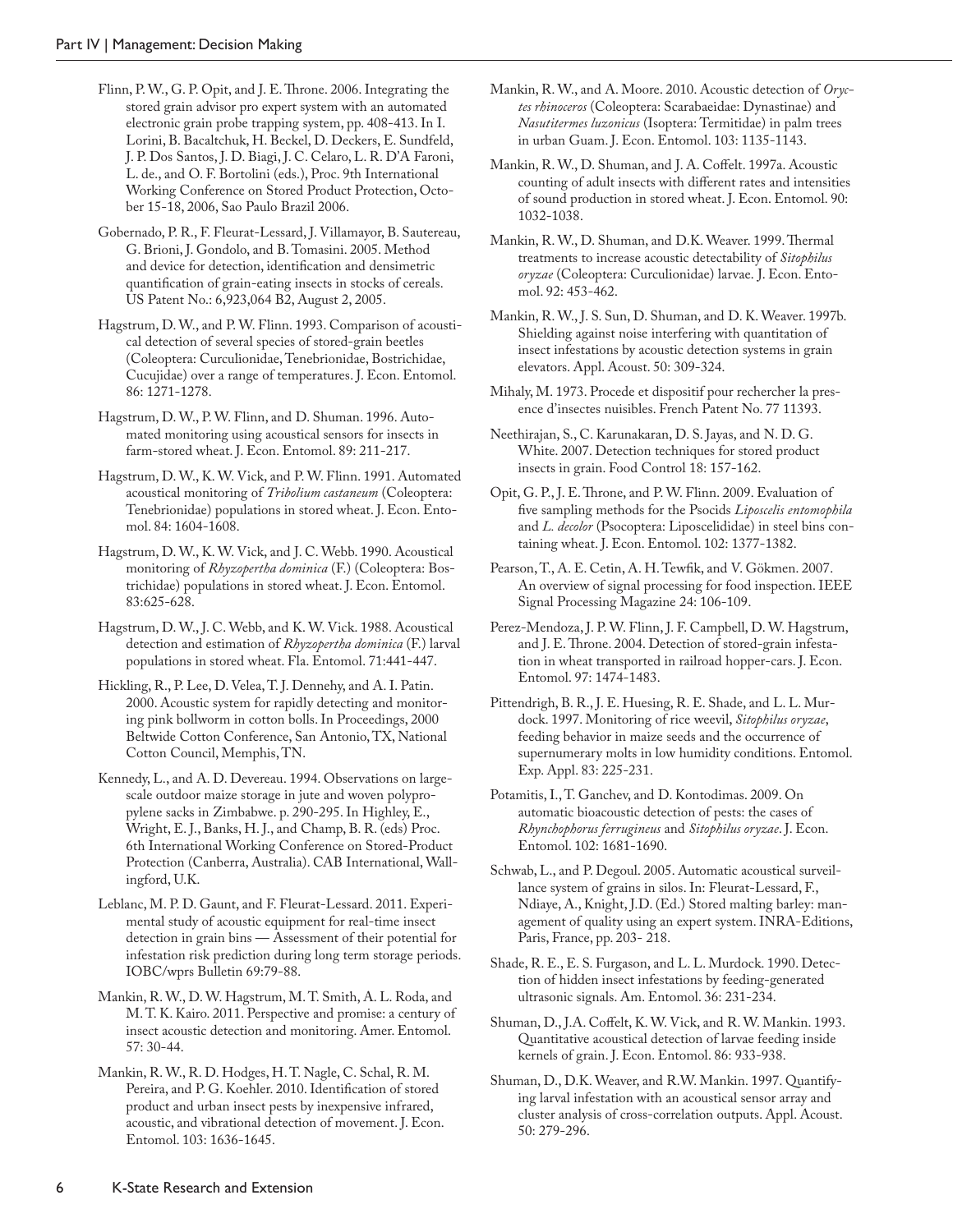Flinn, P. W., G. P. Opit, and J. E. Throne. 2006. Integrating the stored grain advisor pro expert system with an automated electronic grain probe trapping system, pp. 408-413. In I. Lorini, B. Bacaltchuk, H. Beckel, D. Deckers, E. Sundfeld, J. P. Dos Santos, J. D. Biagi, J. C. Celaro, L. R. D'A Faroni, L. de., and O. F. Bortolini (eds.), Proc. 9th International Working Conference on Stored Product Protection, October 15-18, 2006, Sao Paulo Brazil 2006.

Gobernado, P. R., F. Fleurat-Lessard, J. Villamayor, B. Sautereau, G. Brioni, J. Gondolo, and B. Tomasini. 2005. Method and device for detection, identification and densimetric quantification of grain-eating insects in stocks of cereals. US Patent No.: 6,923,064 B2, August 2, 2005.

Hagstrum, D. W., and P. W. Flinn. 1993. Comparison of acoustical detection of several species of stored-grain beetles (Coleoptera: Curculionidae, Tenebrionidae, Bostrichidae, Cucujidae) over a range of temperatures. J. Econ. Entomol. 86: 1271-1278.

Hagstrum, D. W., P. W. Flinn, and D. Shuman. 1996. Automated monitoring using acoustical sensors for insects in farm-stored wheat. J. Econ. Entomol. 89: 211-217.

Hagstrum, D. W., K. W. Vick, and P. W. Flinn. 1991. Automated acoustical monitoring of *Tribolium castaneum* (Coleoptera: Tenebrionidae) populations in stored wheat. J. Econ. Entomol. 84: 1604-1608.

Hagstrum, D. W., K. W. Vick, and J. C. Webb. 1990. Acoustical monitoring of *Rhyzopertha dominica* (F.) (Coleoptera: Bostrichidae) populations in stored wheat. J. Econ. Entomol. 83:625-628.

Hagstrum, D. W., J. C. Webb, and K. W. Vick. 1988. Acoustical detection and estimation of *Rhyzopertha dominica* (F.) larval populations in stored wheat. Fla. Entomol. 71:441-447.

Hickling, R., P. Lee, D. Velea, T. J. Dennehy, and A. I. Patin. 2000. Acoustic system for rapidly detecting and monitoring pink bollworm in cotton bolls. In Proceedings, 2000 Beltwide Cotton Conference, San Antonio, TX, National Cotton Council, Memphis, TN.

Kennedy, L., and A. D. Devereau. 1994. Observations on large-scale outdoor maize storage in jute and woven polypropylene sacks in Zimbabwe. p. 290-295. In Highley, E., Wright, E. J., Banks, H. J., and Champ, B. R. (eds) Proc. 6th International Working Conference on Stored-Product Protection (Canberra, Australia). CAB International, Wallingford, U.K.

Leblanc, M. P. D. Gaunt, and F. Fleurat-Lessard. 2011. Experimental study of acoustic equipment for real-time insect detection in grain bins — Assessment of their potential for infestation risk prediction during long term storage periods. IOBC/wprs Bulletin 69:79-88.

Mankin, R. W., D. W. Hagstrum, M. T. Smith, A. L. Roda, and M. T. K. Kairo. 2011. Perspective and promise: a century of insect acoustic detection and monitoring. Amer. Entomol. 57: 30-44.

Mankin, R. W., R. D. Hodges, H. T. Nagle, C. Schal, R. M. Pereira, and P. G. Koehler. 2010. Identification of stored product and urban insect pests by inexpensive infrared, acoustic, and vibrational detection of movement. J. Econ. Entomol. 103: 1636-1645.

Mankin, R. W., and A. Moore. 2010. Acoustic detection of *Oryctes rhinoceros* (Coleoptera: Scarabaeidae: Dynastinae) and *Nasutitermes luzonicus* (Isoptera: Termitidae) in palm trees in urban Guam. J. Econ. Entomol. 103: 1135-1143.

Mankin, R. W., D. Shuman, and J. A. Coffelt. 1997a. Acoustic counting of adult insects with different rates and intensities of sound production in stored wheat. J. Econ. Entomol. 90: 1032-1038.

Mankin, R. W., D. Shuman, and D.K. Weaver. 1999. Thermal treatments to increase acoustic detectability of *Sitophilus oryzae* (Coleoptera: Curculionidae) larvae. J. Econ. Entomol. 92: 453-462.

Mankin, R. W., J. S. Sun, D. Shuman, and D. K. Weaver. 1997b. Shielding against noise interfering with quantitation of insect infestations by acoustic detection systems in grain elevators. Appl. Acoust. 50: 309-324.

Mihaly, M. 1973. Procede et dispositif pour rechercher la presence d'insectes nuisibles. French Patent No. 77 11393.

Neethirajan, S., C. Karunakaran, D. S. Jayas, and N. D. G. White. 2007. Detection techniques for stored product insects in grain. Food Control 18: 157-162.

Opit, G. P., J. E. Throne, and P. W. Flinn. 2009. Evaluation of five sampling methods for the Psocids *Liposcelis entomophila* and *L. decolor* (Psocoptera: Liposcelididae) in steel bins containing wheat. J. Econ. Entomol. 102: 1377-1382.

Pearson, T., A. E. Cetin, A. H. Tewfik, and V. Gökmen. 2007. An overview of signal processing for food inspection. IEEE Signal Processing Magazine 24: 106-109.

Perez-Mendoza, J. P. W. Flinn, J. F. Campbell, D. W. Hagstrum, and J. E. Throne. 2004. Detection of stored-grain infestation in wheat transported in railroad hopper-cars. J. Econ. Entomol. 97: 1474-1483.

Pittendrigh, B. R., J. E. Huesing, R. E. Shade, and L. L. Murdock. 1997. Monitoring of rice weevil, *Sitophilus oryzae*, feeding behavior in maize seeds and the occurrence of supernumerary molts in low humidity conditions. Entomol. Exp. Appl. 83: 225-231.

Potamitis, I., T. Ganchev, and D. Kontodimas. 2009. On automatic bioacoustic detection of pests: the cases of *Rhynchophorus ferrugineus* and *Sitophilus oryzae*. J. Econ. Entomol. 102: 1681-1690.

Schwab, L., and P. Degoul. 2005. Automatic acoustical surveillance system of grains in silos. In: Fleurat-Lessard, F., Ndiaye, A., Knight, J.D. (Ed.) Stored malting barley: management of quality using an expert system. INRA-Editions, Paris, France, pp. 203- 218.

Shade, R. E., E. S. Furgason, and L. L. Murdock. 1990. Detection of hidden insect infestations by feeding-generated ultrasonic signals. Am. Entomol. 36: 231-234.

Shuman, D., J.A. Coffelt, K. W. Vick, and R. W. Mankin. 1993. Quantitative acoustical detection of larvae feeding inside kernels of grain. J. Econ. Entomol. 86: 933-938.

Shuman, D., D.K. Weaver, and R.W. Mankin. 1997. Quantifying larval infestation with an acoustical sensor array and cluster analysis of cross-correlation outputs. Appl. Acoust. 50: 279-296.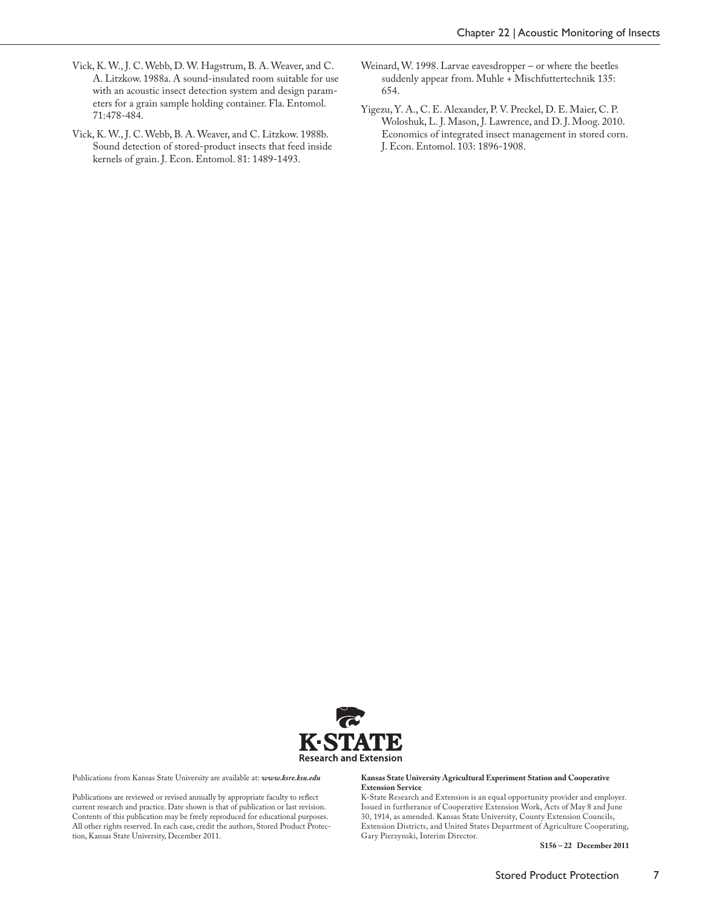Vick, K. W., J. C. Webb, D. W. Hagstrum, B. A. Weaver, and C. A. Litzkow. 1988a. A sound-insulated room suitable for use with an acoustic insect detection system and design parameters for a grain sample holding container. Fla. Entomol. 71:478-484.

Vick, K. W., J. C. Webb, B. A. Weaver, and C. Litzkow. 1988b. Sound detection of stored-product insects that feed inside kernels of grain. J. Econ. Entomol. 81: 1489-1493.

Weinard, W. 1998. Larvae eavesdropper – or where the beetles suddenly appear from. Muhle + Mischfuttertechnik 135: 654.

Yigezu, Y. A., C. E. Alexander, P. V. Preckel, D. E. Maier, C. P. Woloshuk, L. J. Mason, J. Lawrence, and D. J. Moog. 2010. Economics of integrated insect management in stored corn. J. Econ. Entomol. 103: 1896-1908.

K·STATE
Research and Extension

Publications from Kansas State University are available at: ***www.ksre.ksu.edu***

Publications are reviewed or revised annually by appropriate faculty to reflect current research and practice. Date shown is that of publication or last revision. Contents of this publication may be freely reproduced for educational purposes. All other rights reserved. In each case, credit the authors, Stored Product Protection, Kansas State University, December 2011.

**Kansas State University Agricultural Experiment Station and Cooperative Extension Service**

K-State Research and Extension is an equal opportunity provider and employer. Issued in furtherance of Cooperative Extension Work, Acts of May 8 and June 30, 1914, as amended. Kansas State University, County Extension Councils, Extension Districts, and United States Department of Agriculture Cooperating, Gary Pierzynski, Interim Director.

**S156 – 22 December 2011**